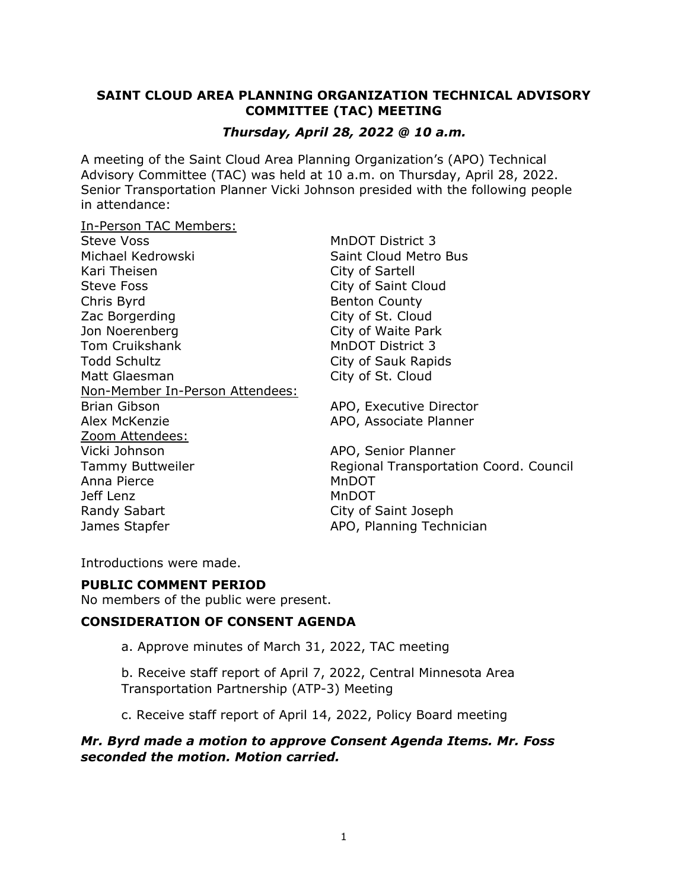# SAINT CLOUD AREA PLANNING ORGANIZATION TECHNICAL ADVISORY COMMITTEE (TAC) MEETING

***Thursday, April 28, 2022 @ 10 a.m.***

A meeting of the Saint Cloud Area Planning Organization's (APO) Technical Advisory Committee (TAC) was held at 10 a.m. on Thursday, April 28, 2022. Senior Transportation Planner Vicki Johnson presided with the following people in attendance:

| In-Person TAC Members: | |
|---|---|
| Steve Voss | MnDOT District 3 |
| Michael Kedrowski | Saint Cloud Metro Bus |
| Kari Theisen | City of Sartell |
| Steve Foss | City of Saint Cloud |
| Chris Byrd | Benton County |
| Zac Borgerding | City of St. Cloud |
| Jon Noerenberg | City of Waite Park |
| Tom Cruikshank | MnDOT District 3 |
| Todd Schultz | City of Sauk Rapids |
| Matt Glaesman | City of St. Cloud |
| **Non-Member In-Person Attendees:** | |
| Brian Gibson | APO, Executive Director |
| Alex McKenzie | APO, Associate Planner |
| **Zoom Attendees:** | |
| Vicki Johnson | APO, Senior Planner |
| Tammy Buttweiler | Regional Transportation Coord. Council |
| Anna Pierce | MnDOT |
| Jeff Lenz | MnDOT |
| Randy Sabart | City of Saint Joseph |
| James Stapfer | APO, Planning Technician |

Introductions were made.

## PUBLIC COMMENT PERIOD

No members of the public were present.

## CONSIDERATION OF CONSENT AGENDA

a. Approve minutes of March 31, 2022, TAC meeting

b. Receive staff report of April 7, 2022, Central Minnesota Area Transportation Partnership (ATP-3) Meeting

c. Receive staff report of April 14, 2022, Policy Board meeting

***Mr. Byrd made a motion to approve Consent Agenda Items. Mr. Foss seconded the motion. Motion carried.***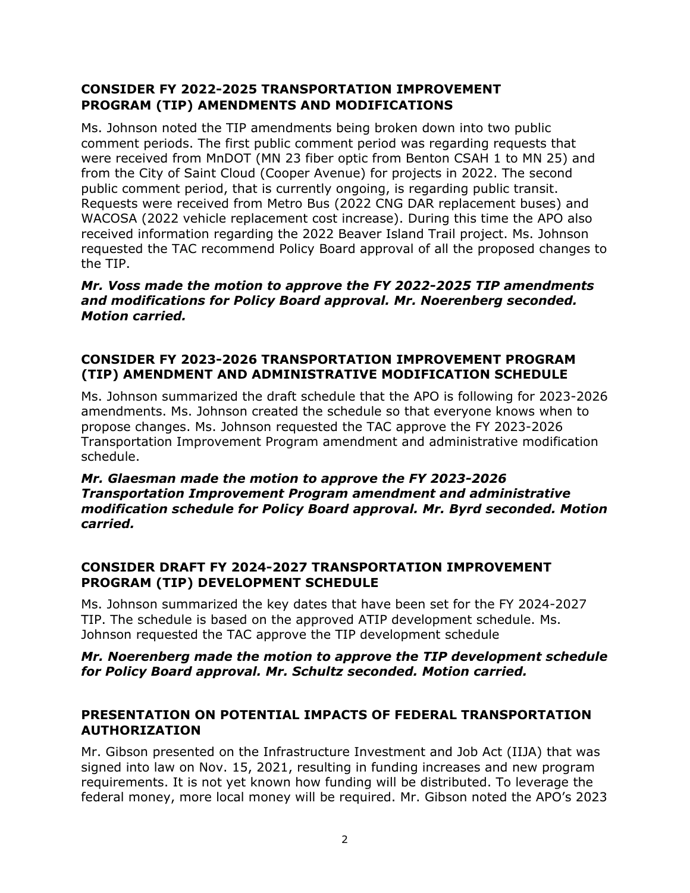## CONSIDER FY 2022-2025 TRANSPORTATION IMPROVEMENT PROGRAM (TIP) AMENDMENTS AND MODIFICATIONS

Ms. Johnson noted the TIP amendments being broken down into two public comment periods. The first public comment period was regarding requests that were received from MnDOT (MN 23 fiber optic from Benton CSAH 1 to MN 25) and from the City of Saint Cloud (Cooper Avenue) for projects in 2022. The second public comment period, that is currently ongoing, is regarding public transit. Requests were received from Metro Bus (2022 CNG DAR replacement buses) and WACOSA (2022 vehicle replacement cost increase). During this time the APO also received information regarding the 2022 Beaver Island Trail project. Ms. Johnson requested the TAC recommend Policy Board approval of all the proposed changes to the TIP.

***Mr. Voss made the motion to approve the FY 2022-2025 TIP amendments and modifications for Policy Board approval. Mr. Noerenberg seconded. Motion carried.***

## CONSIDER FY 2023-2026 TRANSPORTATION IMPROVEMENT PROGRAM (TIP) AMENDMENT AND ADMINISTRATIVE MODIFICATION SCHEDULE

Ms. Johnson summarized the draft schedule that the APO is following for 2023-2026 amendments. Ms. Johnson created the schedule so that everyone knows when to propose changes. Ms. Johnson requested the TAC approve the FY 2023-2026 Transportation Improvement Program amendment and administrative modification schedule.

***Mr. Glaesman made the motion to approve the FY 2023-2026 Transportation Improvement Program amendment and administrative modification schedule for Policy Board approval. Mr. Byrd seconded. Motion carried.***

## CONSIDER DRAFT FY 2024-2027 TRANSPORTATION IMPROVEMENT PROGRAM (TIP) DEVELOPMENT SCHEDULE

Ms. Johnson summarized the key dates that have been set for the FY 2024-2027 TIP. The schedule is based on the approved ATIP development schedule. Ms. Johnson requested the TAC approve the TIP development schedule

***Mr. Noerenberg made the motion to approve the TIP development schedule for Policy Board approval. Mr. Schultz seconded. Motion carried.***

## PRESENTATION ON POTENTIAL IMPACTS OF FEDERAL TRANSPORTATION AUTHORIZATION

Mr. Gibson presented on the Infrastructure Investment and Job Act (IIJA) that was signed into law on Nov. 15, 2021, resulting in funding increases and new program requirements. It is not yet known how funding will be distributed. To leverage the federal money, more local money will be required. Mr. Gibson noted the APO's 2023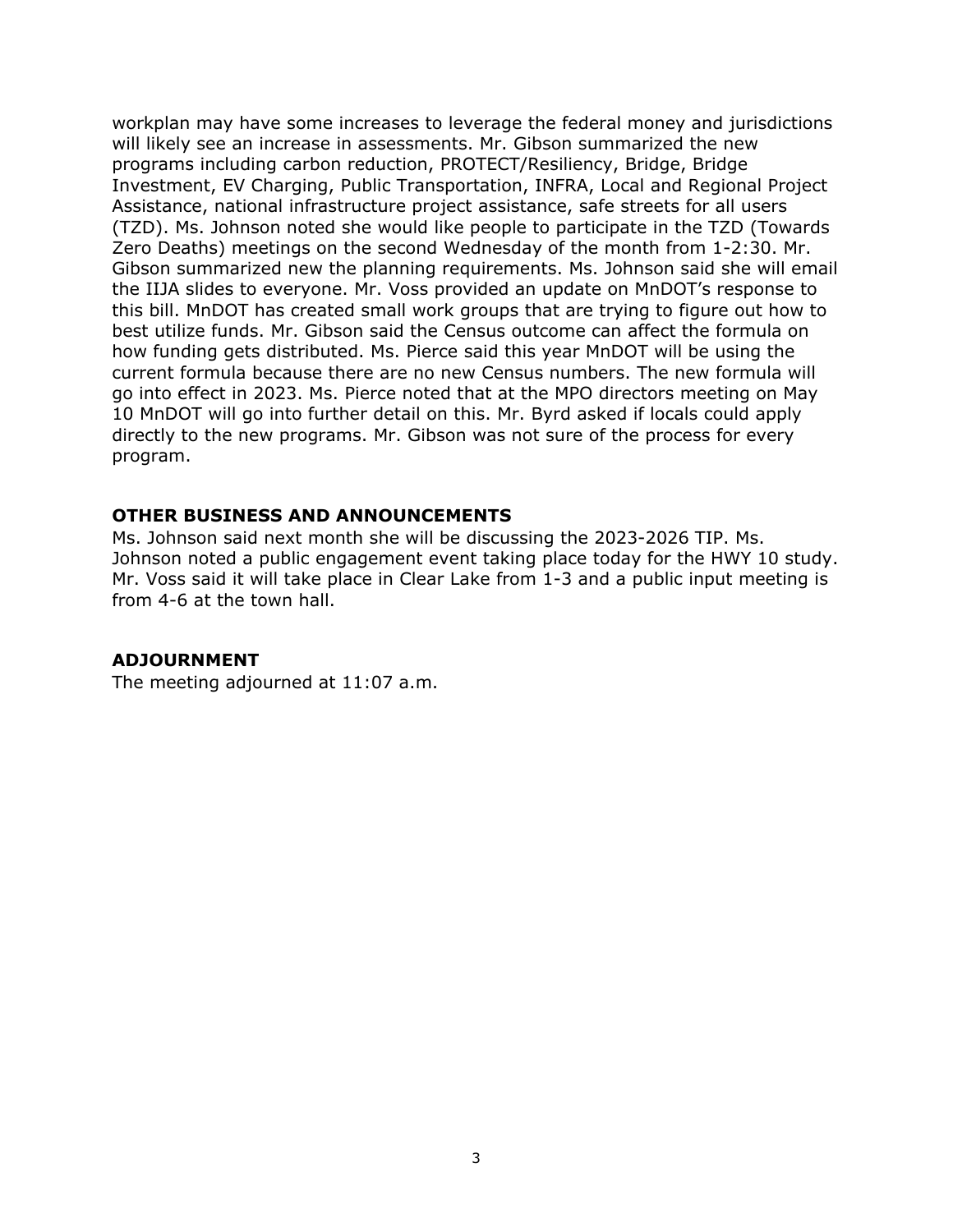workplan may have some increases to leverage the federal money and jurisdictions will likely see an increase in assessments. Mr. Gibson summarized the new programs including carbon reduction, PROTECT/Resiliency, Bridge, Bridge Investment, EV Charging, Public Transportation, INFRA, Local and Regional Project Assistance, national infrastructure project assistance, safe streets for all users (TZD). Ms. Johnson noted she would like people to participate in the TZD (Towards Zero Deaths) meetings on the second Wednesday of the month from 1-2:30. Mr. Gibson summarized new the planning requirements. Ms. Johnson said she will email the IIJA slides to everyone. Mr. Voss provided an update on MnDOT's response to this bill. MnDOT has created small work groups that are trying to figure out how to best utilize funds. Mr. Gibson said the Census outcome can affect the formula on how funding gets distributed. Ms. Pierce said this year MnDOT will be using the current formula because there are no new Census numbers. The new formula will go into effect in 2023. Ms. Pierce noted that at the MPO directors meeting on May 10 MnDOT will go into further detail on this. Mr. Byrd asked if locals could apply directly to the new programs. Mr. Gibson was not sure of the process for every program.

## OTHER BUSINESS AND ANNOUNCEMENTS

Ms. Johnson said next month she will be discussing the 2023-2026 TIP. Ms. Johnson noted a public engagement event taking place today for the HWY 10 study. Mr. Voss said it will take place in Clear Lake from 1-3 and a public input meeting is from 4-6 at the town hall.

## ADJOURNMENT

The meeting adjourned at 11:07 a.m.